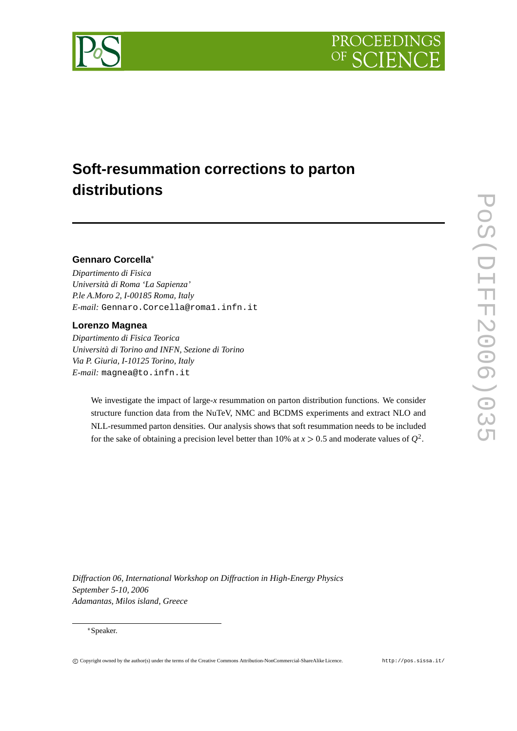# Soft-resummation corrections to parton distributions

**Gennaro Corcella***

*Dipartimento di Fisica*
*Università di Roma 'La Sapienza'*
*P.le A.Moro 2, I-00185 Roma, Italy*
*E-mail:* Gennaro.Corcella@roma1.infn.it

**Lorenzo Magnea**

*Dipartimento di Fisica Teorica*
*Università di Torino and INFN, Sezione di Torino*
*Via P. Giuria, I-10125 Torino, Italy*
*E-mail:* magnea@to.infn.it

We investigate the impact of large-$x$ resummation on parton distribution functions. We consider structure function data from the NuTeV, NMC and BCDMS experiments and extract NLO and NLL-resummed parton densities. Our analysis shows that soft resummation needs to be included for the sake of obtaining a precision level better than 10% at $x > 0.5$ and moderate values of $Q^2$.

*Diffraction 06, International Workshop on Diffraction in High-Energy Physics*
*September 5-10, 2006*
*Adamantas, Milos island, Greece*

*Speaker.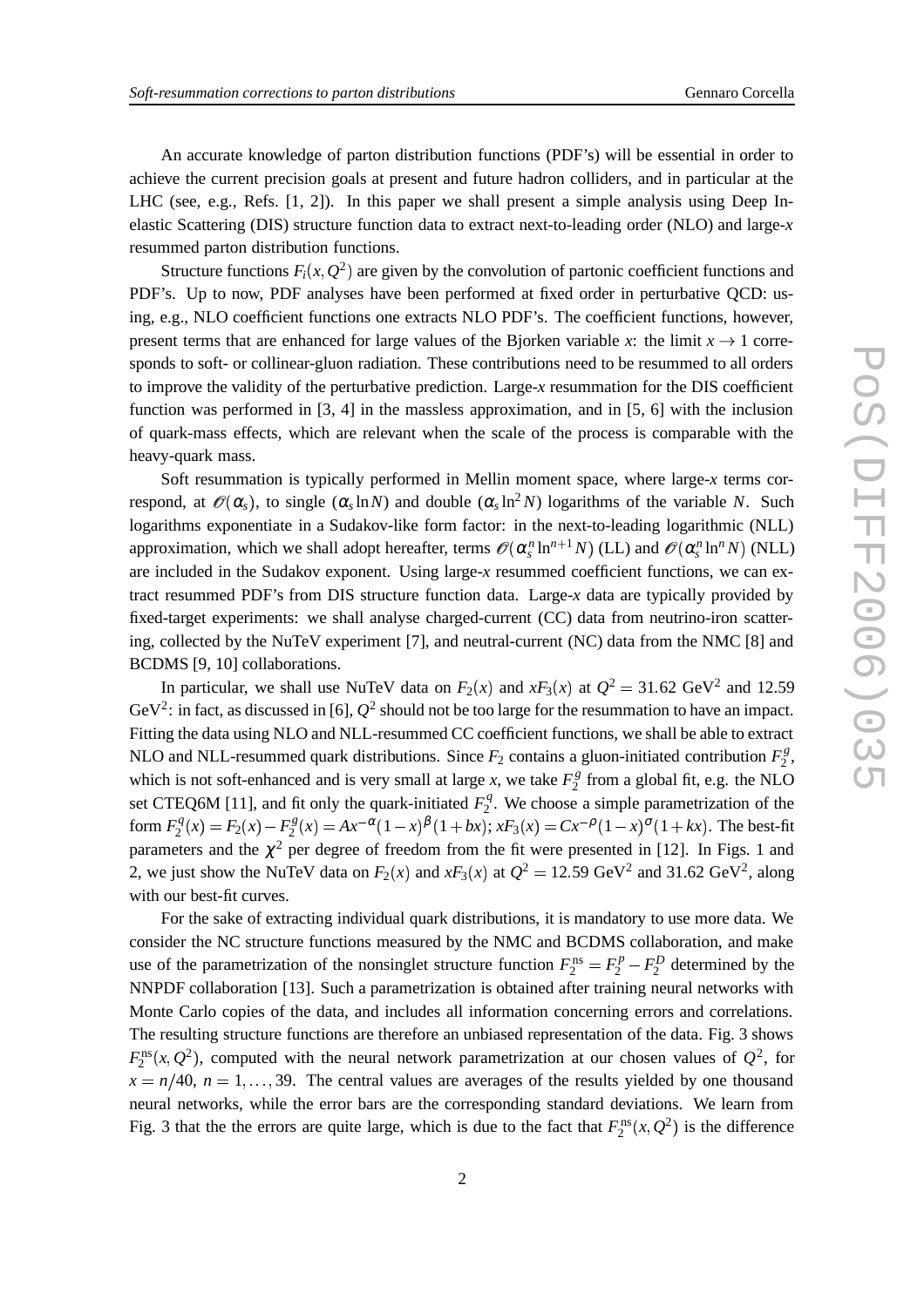An accurate knowledge of parton distribution functions (PDF's) will be essential in order to achieve the current precision goals at present and future hadron colliders, and in particular at the LHC (see, e.g., Refs. [1, 2]). In this paper we shall present a simple analysis using Deep Inelastic Scattering (DIS) structure function data to extract next-to-leading order (NLO) and large-$x$ resummed parton distribution functions.

Structure functions $F_i(x,Q^2)$ are given by the convolution of partonic coefficient functions and PDF's. Up to now, PDF analyses have been performed at fixed order in perturbative QCD: using, e.g., NLO coefficient functions one extracts NLO PDF's. The coefficient functions, however, present terms that are enhanced for large values of the Bjorken variable $x$: the limit $x \to 1$ corresponds to soft- or collinear-gluon radiation. These contributions need to be resummed to all orders to improve the validity of the perturbative prediction. Large-$x$ resummation for the DIS coefficient function was performed in [3, 4] in the massless approximation, and in [5, 6] with the inclusion of quark-mass effects, which are relevant when the scale of the process is comparable with the heavy-quark mass.

Soft resummation is typically performed in Mellin moment space, where large-$x$ terms correspond, at $\mathscr{O}(\alpha_s)$, to single ($\alpha_s \ln N$) and double ($\alpha_s \ln^2 N$) logarithms of the variable $N$. Such logarithms exponentiate in a Sudakov-like form factor: in the next-to-leading logarithmic (NLL) approximation, which we shall adopt hereafter, terms $\mathscr{O}(\alpha_s^n \ln^{n+1} N)$ (LL) and $\mathscr{O}(\alpha_s^n \ln^n N)$ (NLL) are included in the Sudakov exponent. Using large-$x$ resummed coefficient functions, we can extract resummed PDF's from DIS structure function data. Large-$x$ data are typically provided by fixed-target experiments: we shall analyse charged-current (CC) data from neutrino-iron scattering, collected by the NuTeV experiment [7], and neutral-current (NC) data from the NMC [8] and BCDMS [9, 10] collaborations.

In particular, we shall use NuTeV data on $F_2(x)$ and $xF_3(x)$ at $Q^2 = 31.62$ GeV$^2$ and 12.59 GeV$^2$: in fact, as discussed in [6], $Q^2$ should not be too large for the resummation to have an impact. Fitting the data using NLO and NLL-resummed CC coefficient functions, we shall be able to extract NLO and NLL-resummed quark distributions. Since $F_2$ contains a gluon-initiated contribution $F_2^g$, which is not soft-enhanced and is very small at large $x$, we take $F_2^g$ from a global fit, e.g. the NLO set CTEQ6M [11], and fit only the quark-initiated $F_2^q$. We choose a simple parametrization of the form $F_2^q(x) = F_2(x) - F_2^g(x) = Ax^{-\alpha}(1-x)^{\beta}(1+bx)$; $xF_3(x) = Cx^{-\rho}(1-x)^{\sigma}(1+kx)$. The best-fit parameters and the $\chi^2$ per degree of freedom from the fit were presented in [12]. In Figs. 1 and 2, we just show the NuTeV data on $F_2(x)$ and $xF_3(x)$ at $Q^2 = 12.59$ GeV$^2$ and 31.62 GeV$^2$, along with our best-fit curves.

For the sake of extracting individual quark distributions, it is mandatory to use more data. We consider the NC structure functions measured by the NMC and BCDMS collaboration, and make use of the parametrization of the nonsinglet structure function $F_2^{\rm ns} = F_2^p - F_2^D$ determined by the NNPDF collaboration [13]. Such a parametrization is obtained after training neural networks with Monte Carlo copies of the data, and includes all information concerning errors and correlations. The resulting structure functions are therefore an unbiased representation of the data. Fig. 3 shows $F_2^{\rm ns}(x,Q^2)$, computed with the neural network parametrization at our chosen values of $Q^2$, for $x = n/40$, $n = 1,\ldots,39$. The central values are averages of the results yielded by one thousand neural networks, while the error bars are the corresponding standard deviations. We learn from Fig. 3 that the the errors are quite large, which is due to the fact that $F_2^{\rm ns}(x,Q^2)$ is the difference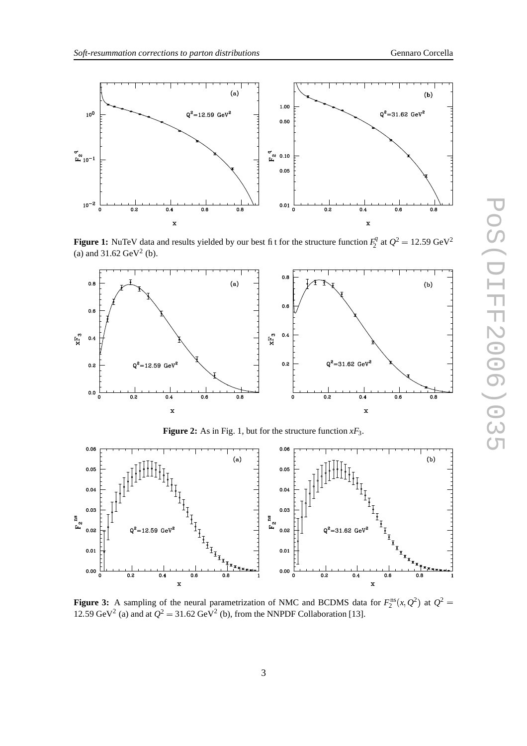**Figure 1:** NuTeV data and results yielded by our best fit for the structure function $F_2^q$ at $Q^2 = 12.59$ GeV$^2$ (a) and 31.62 GeV$^2$ (b).

**Figure 2:** As in Fig. 1, but for the structure function $xF_3$.

**Figure 3:** A sampling of the neural parametrization of NMC and BCDMS data for $F_2^{\rm ns}(x,Q^2)$ at $Q^2 = 12.59$ GeV$^2$ (a) and at $Q^2 = 31.62$ GeV$^2$ (b), from the NNPDF Collaboration [13].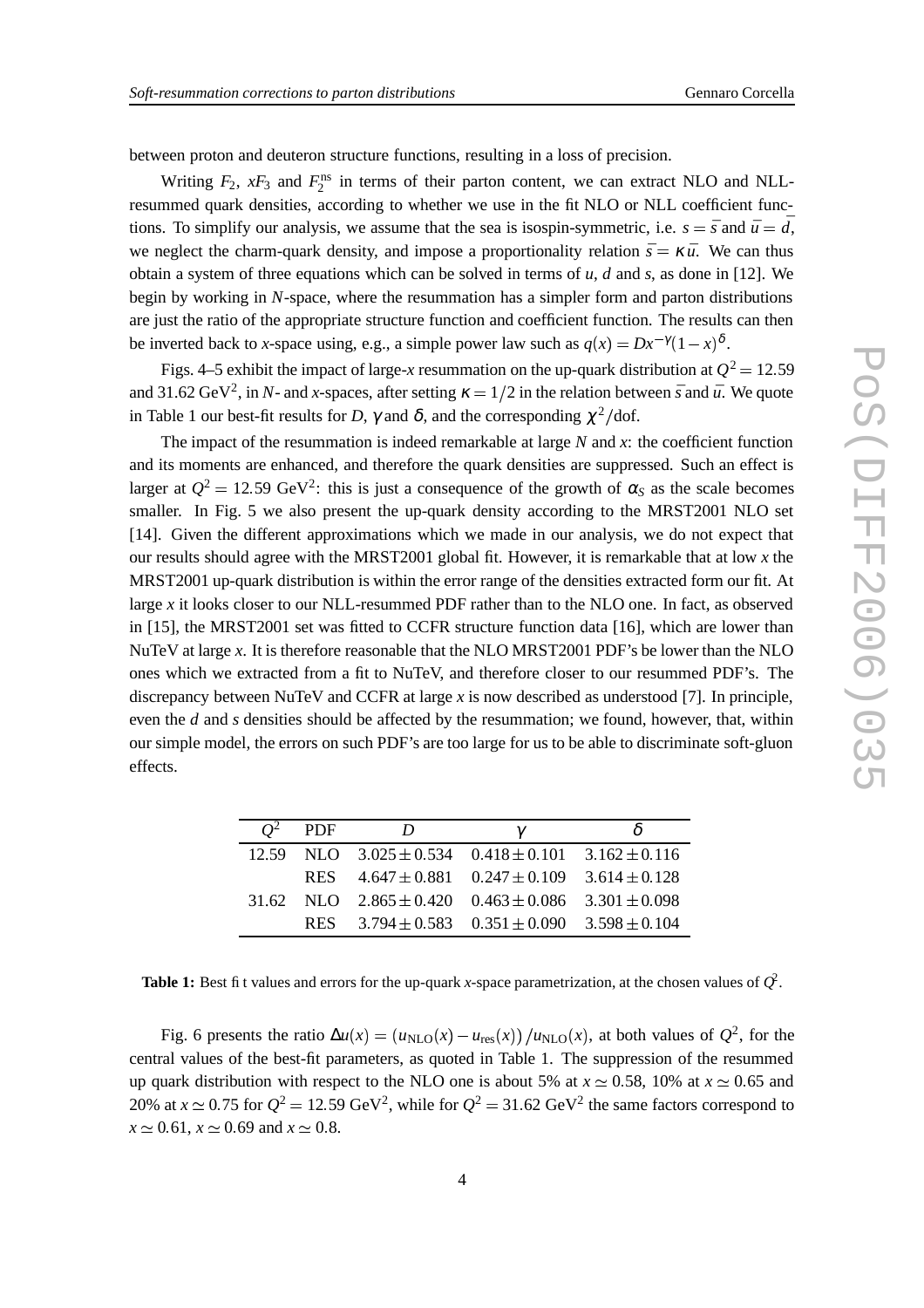between proton and deuteron structure functions, resulting in a loss of precision.

Writing $F_2$, $xF_3$ and $F_2^{\rm ns}$ in terms of their parton content, we can extract NLO and NLL-resummed quark densities, according to whether we use in the fit NLO or NLL coefficient functions. To simplify our analysis, we assume that the sea is isospin-symmetric, i.e. $s = \bar{s}$ and $\bar{u} = \bar{d}$, we neglect the charm-quark density, and impose a proportionality relation $\bar{s} = \kappa\bar{u}$. We can thus obtain a system of three equations which can be solved in terms of $u$, $d$ and $s$, as done in [12]. We begin by working in $N$-space, where the resummation has a simpler form and parton distributions are just the ratio of the appropriate structure function and coefficient function. The results can then be inverted back to $x$-space using, e.g., a simple power law such as $q(x) = Dx^{-\gamma}(1-x)^{\delta}$.

Figs. 4–5 exhibit the impact of large-$x$ resummation on the up-quark distribution at $Q^2 = 12.59$ and 31.62 GeV$^2$, in $N$- and $x$-spaces, after setting $\kappa = 1/2$ in the relation between $\bar{s}$ and $\bar{u}$. We quote in Table 1 our best-fit results for $D$, $\gamma$ and $\delta$, and the corresponding $\chi^2$/dof.

The impact of the resummation is indeed remarkable at large $N$ and $x$: the coefficient function and its moments are enhanced, and therefore the quark densities are suppressed. Such an effect is larger at $Q^2 = 12.59$ GeV$^2$: this is just a consequence of the growth of $\alpha_S$ as the scale becomes smaller. In Fig. 5 we also present the up-quark density according to the MRST2001 NLO set [14]. Given the different approximations which we made in our analysis, we do not expect that our results should agree with the MRST2001 global fit. However, it is remarkable that at low $x$ the MRST2001 up-quark distribution is within the error range of the densities extracted form our fit. At large $x$ it looks closer to our NLL-resummed PDF rather than to the NLO one. In fact, as observed in [15], the MRST2001 set was fitted to CCFR structure function data [16], which are lower than NuTeV at large $x$. It is therefore reasonable that the NLO MRST2001 PDF's be lower than the NLO ones which we extracted from a fit to NuTeV, and therefore closer to our resummed PDF's. The discrepancy between NuTeV and CCFR at large $x$ is now described as understood [7]. In principle, even the $d$ and $s$ densities should be affected by the resummation; we found, however, that, within our simple model, the errors on such PDF's are too large for us to be able to discriminate soft-gluon effects.

| $Q^2$ | PDF | $D$ | $\gamma$ | $\delta$ |
|---|---|---|---|---|
| 12.59 | NLO | $3.025 \pm 0.534$ | $0.418 \pm 0.101$ | $3.162 \pm 0.116$ |
| | RES | $4.647 \pm 0.881$ | $0.247 \pm 0.109$ | $3.614 \pm 0.128$ |
| 31.62 | NLO | $2.865 \pm 0.420$ | $0.463 \pm 0.086$ | $3.301 \pm 0.098$ |
| | RES | $3.794 \pm 0.583$ | $0.351 \pm 0.090$ | $3.598 \pm 0.104$ |

**Table 1:** Best fit values and errors for the up-quark $x$-space parametrization, at the chosen values of $Q^2$.

Fig. 6 presents the ratio $\Delta u(x) = (u_{\rm NLO}(x) - u_{\rm res}(x))/u_{\rm NLO}(x)$, at both values of $Q^2$, for the central values of the best-fit parameters, as quoted in Table 1. The suppression of the resummed up quark distribution with respect to the NLO one is about 5% at $x \simeq 0.58$, 10% at $x \simeq 0.65$ and 20% at $x \simeq 0.75$ for $Q^2 = 12.59$ GeV$^2$, while for $Q^2 = 31.62$ GeV$^2$ the same factors correspond to $x \simeq 0.61$, $x \simeq 0.69$ and $x \simeq 0.8$.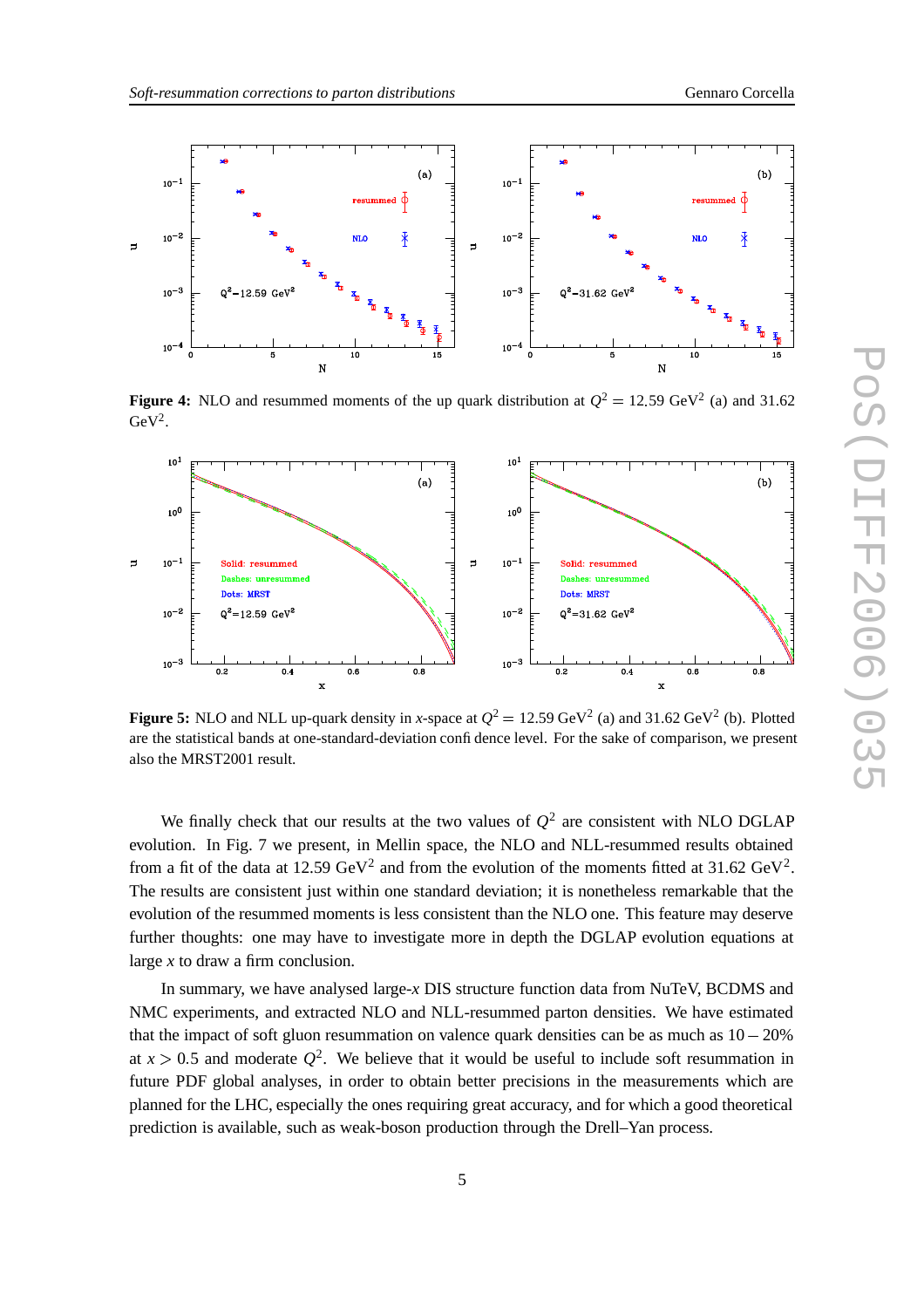**Figure 4:** NLO and resummed moments of the up quark distribution at $Q^2 = 12.59$ GeV$^2$ (a) and 31.62 GeV$^2$.

**Figure 5:** NLO and NLL up-quark density in $x$-space at $Q^2 = 12.59$ GeV$^2$ (a) and 31.62 GeV$^2$ (b). Plotted are the statistical bands at one-standard-deviation confidence level. For the sake of comparison, we present also the MRST2001 result.

We finally check that our results at the two values of $Q^2$ are consistent with NLO DGLAP evolution. In Fig. 7 we present, in Mellin space, the NLO and NLL-resummed results obtained from a fit of the data at 12.59 GeV$^2$ and from the evolution of the moments fitted at 31.62 GeV$^2$. The results are consistent just within one standard deviation; it is nonetheless remarkable that the evolution of the resummed moments is less consistent than the NLO one. This feature may deserve further thoughts: one may have to investigate more in depth the DGLAP evolution equations at large $x$ to draw a firm conclusion.

In summary, we have analysed large-$x$ DIS structure function data from NuTeV, BCDMS and NMC experiments, and extracted NLO and NLL-resummed parton densities. We have estimated that the impact of soft gluon resummation on valence quark densities can be as much as $10-20\%$ at $x > 0.5$ and moderate $Q^2$. We believe that it would be useful to include soft resummation in future PDF global analyses, in order to obtain better precisions in the measurements which are planned for the LHC, especially the ones requiring great accuracy, and for which a good theoretical prediction is available, such as weak-boson production through the Drell–Yan process.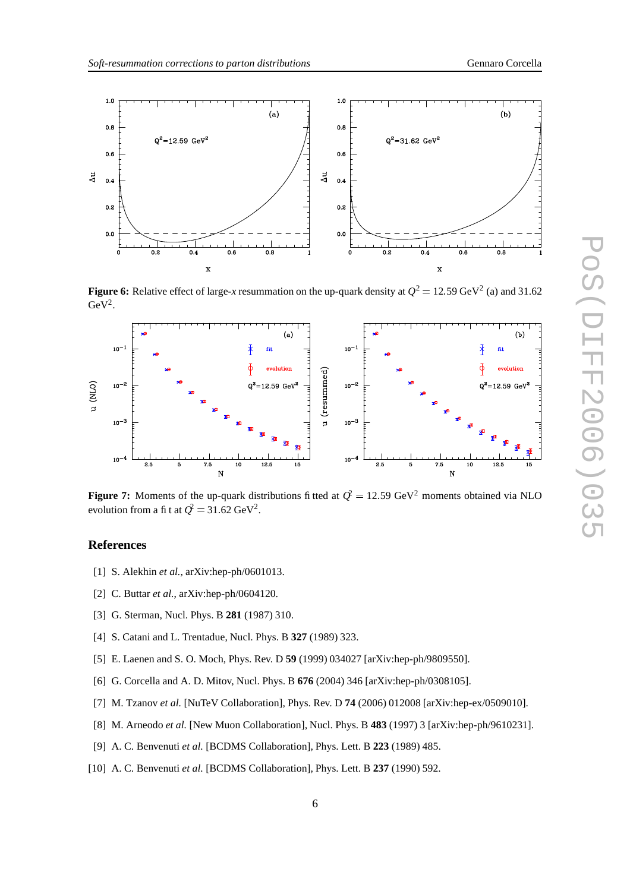**Figure 6:** Relative effect of large-$x$ resummation on the up-quark density at $Q^2 = 12.59$ GeV$^2$ (a) and 31.62 GeV$^2$.

**Figure 7:** Moments of the up-quark distributions fitted at $Q^2 = 12.59$ GeV$^2$ moments obtained via NLO evolution from a fit at $Q^2 = 31.62$ GeV$^2$.

## References

[1] S. Alekhin *et al.*, arXiv:hep-ph/0601013.

[2] C. Buttar *et al.*, arXiv:hep-ph/0604120.

[3] G. Sterman, Nucl. Phys. B **281** (1987) 310.

[4] S. Catani and L. Trentadue, Nucl. Phys. B **327** (1989) 323.

[5] E. Laenen and S. O. Moch, Phys. Rev. D **59** (1999) 034027 [arXiv:hep-ph/9809550].

[6] G. Corcella and A. D. Mitov, Nucl. Phys. B **676** (2004) 346 [arXiv:hep-ph/0308105].

[7] M. Tzanov *et al.* [NuTeV Collaboration], Phys. Rev. D **74** (2006) 012008 [arXiv:hep-ex/0509010].

[8] M. Arneodo *et al.* [New Muon Collaboration], Nucl. Phys. B **483** (1997) 3 [arXiv:hep-ph/9610231].

[9] A. C. Benvenuti *et al.* [BCDMS Collaboration], Phys. Lett. B **223** (1989) 485.

[10] A. C. Benvenuti *et al.* [BCDMS Collaboration], Phys. Lett. B **237** (1990) 592.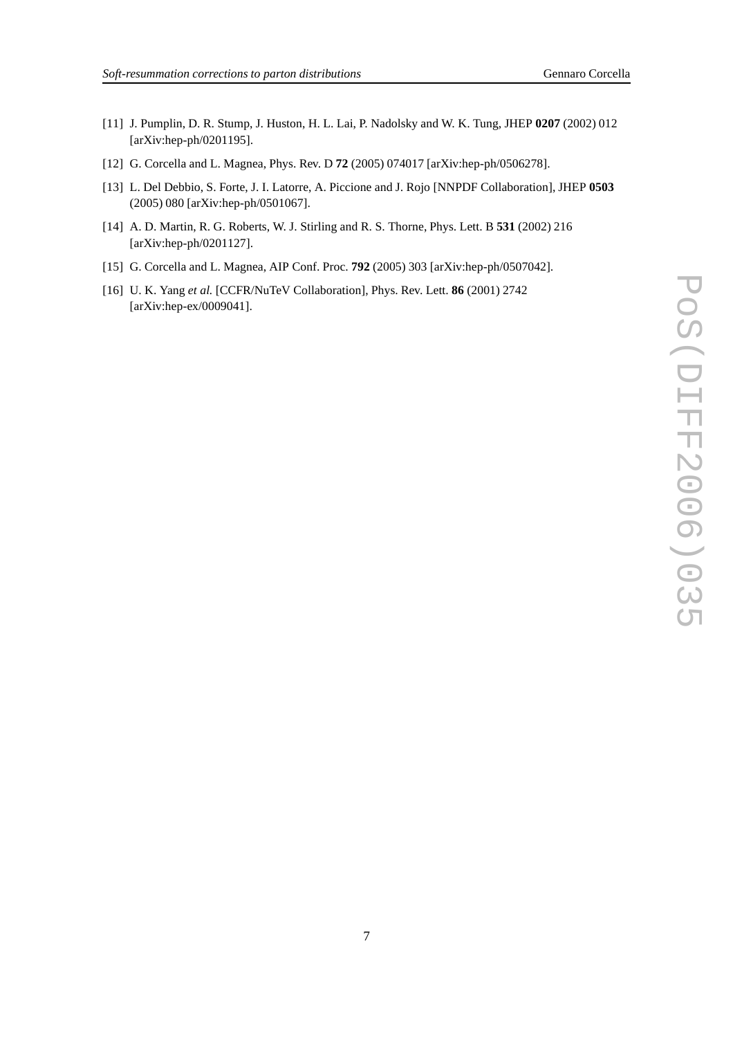[11] J. Pumplin, D. R. Stump, J. Huston, H. L. Lai, P. Nadolsky and W. K. Tung, JHEP **0207** (2002) 012 [arXiv:hep-ph/0201195].

[12] G. Corcella and L. Magnea, Phys. Rev. D **72** (2005) 074017 [arXiv:hep-ph/0506278].

[13] L. Del Debbio, S. Forte, J. I. Latorre, A. Piccione and J. Rojo [NNPDF Collaboration], JHEP **0503** (2005) 080 [arXiv:hep-ph/0501067].

[14] A. D. Martin, R. G. Roberts, W. J. Stirling and R. S. Thorne, Phys. Lett. B **531** (2002) 216 [arXiv:hep-ph/0201127].

[15] G. Corcella and L. Magnea, AIP Conf. Proc. **792** (2005) 303 [arXiv:hep-ph/0507042].

[16] U. K. Yang *et al.* [CCFR/NuTeV Collaboration], Phys. Rev. Lett. **86** (2001) 2742 [arXiv:hep-ex/0009041].